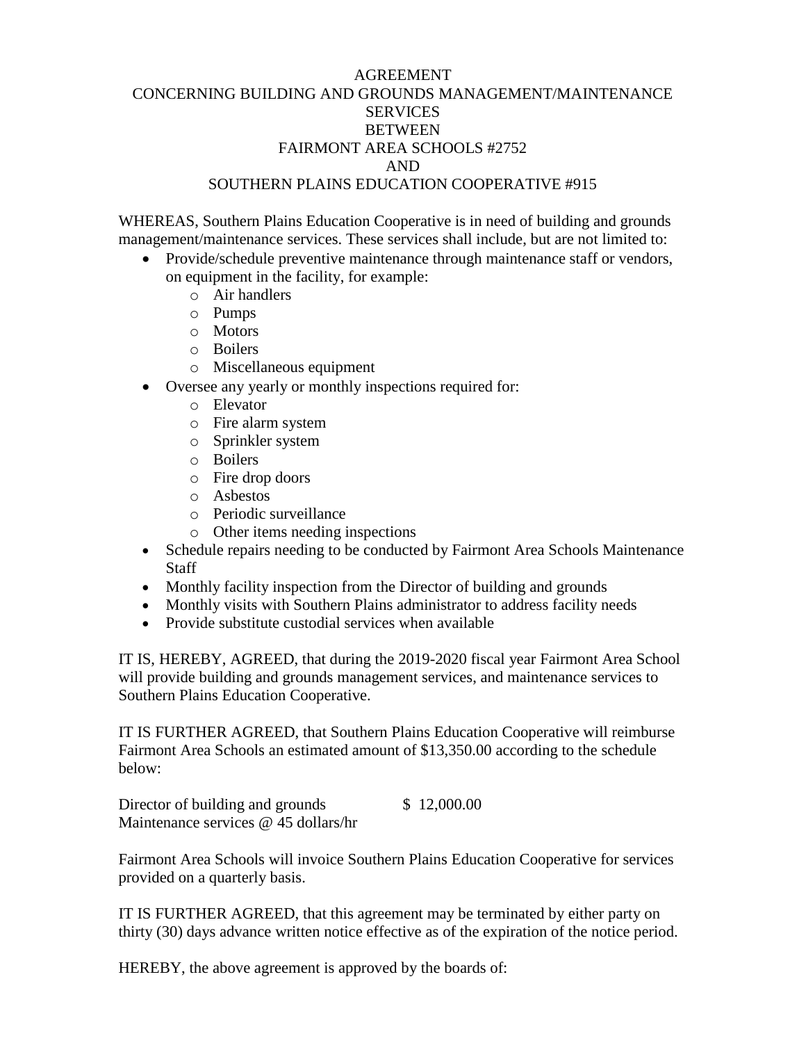# AGREEMENT
## CONCERNING BUILDING AND GROUNDS MANAGEMENT/MAINTENANCE SERVICES
## BETWEEN
## FAIRMONT AREA SCHOOLS #2752
## AND
## SOUTHERN PLAINS EDUCATION COOPERATIVE #915

WHEREAS, Southern Plains Education Cooperative is in need of building and grounds management/maintenance services. These services shall include, but are not limited to:

- Provide/schedule preventive maintenance through maintenance staff or vendors, on equipment in the facility, for example:
  - Air handlers
  - Pumps
  - Motors
  - Boilers
  - Miscellaneous equipment
- Oversee any yearly or monthly inspections required for:
  - Elevator
  - Fire alarm system
  - Sprinkler system
  - Boilers
  - Fire drop doors
  - Asbestos
  - Periodic surveillance
  - Other items needing inspections
- Schedule repairs needing to be conducted by Fairmont Area Schools Maintenance Staff
- Monthly facility inspection from the Director of building and grounds
- Monthly visits with Southern Plains administrator to address facility needs
- Provide substitute custodial services when available

IT IS, HEREBY, AGREED, that during the 2019-2020 fiscal year Fairmont Area School will provide building and grounds management services, and maintenance services to Southern Plains Education Cooperative.

IT IS FURTHER AGREED, that Southern Plains Education Cooperative will reimburse Fairmont Area Schools an estimated amount of $13,350.00 according to the schedule below:

| | |
|---|---|
| Director of building and grounds | $ 12,000.00 |
| Maintenance services @ 45 dollars/hr | |

Fairmont Area Schools will invoice Southern Plains Education Cooperative for services provided on a quarterly basis.

IT IS FURTHER AGREED, that this agreement may be terminated by either party on thirty (30) days advance written notice effective as of the expiration of the notice period.

HEREBY, the above agreement is approved by the boards of: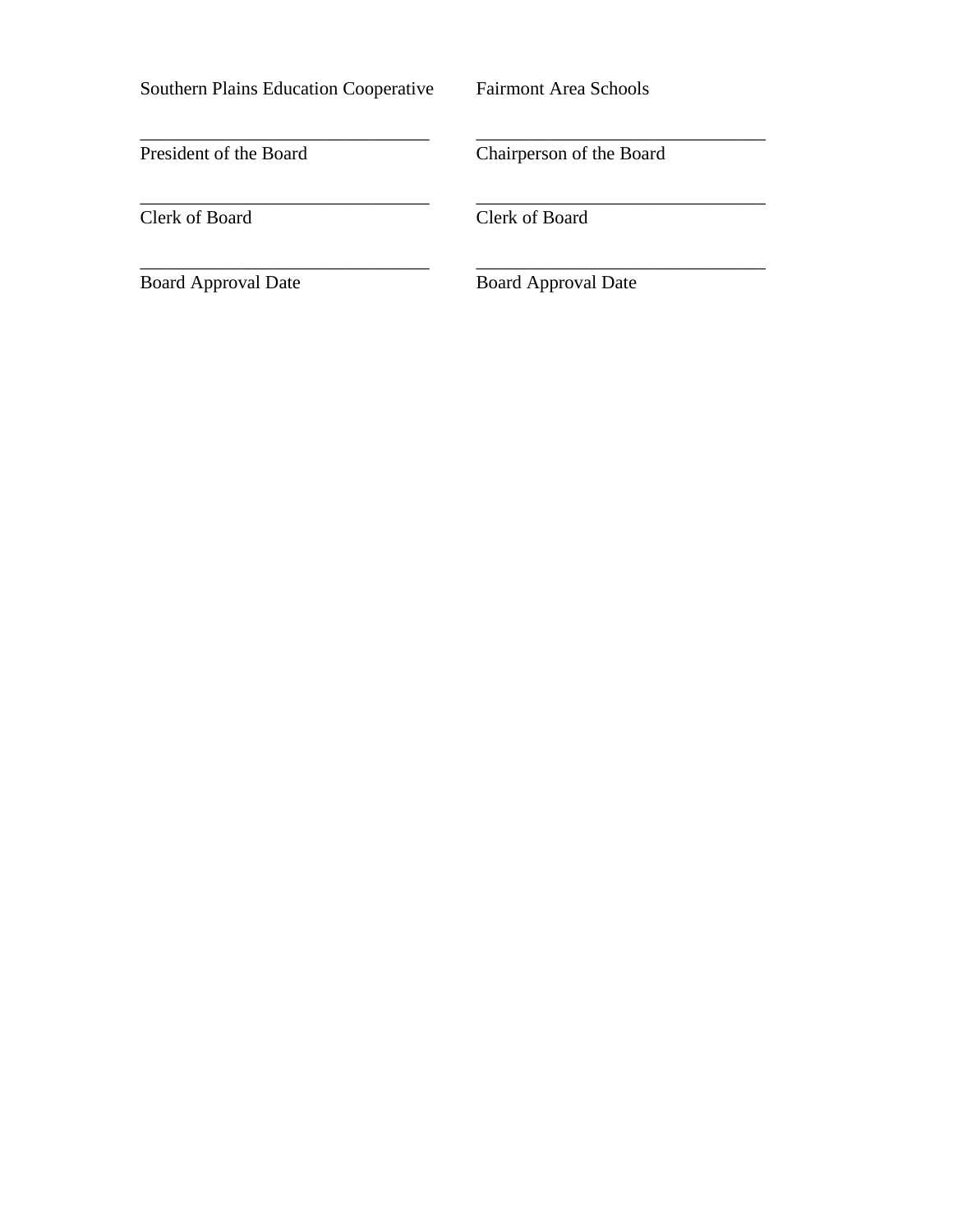| Southern Plains Education Cooperative | Fairmont Area Schools |
|---|---|
| _______________________________ | _______________________________ |
| President of the Board | Chairperson of the Board |
| _______________________________ | _______________________________ |
| Clerk of Board | Clerk of Board |
| _______________________________ | _______________________________ |
| Board Approval Date | Board Approval Date |